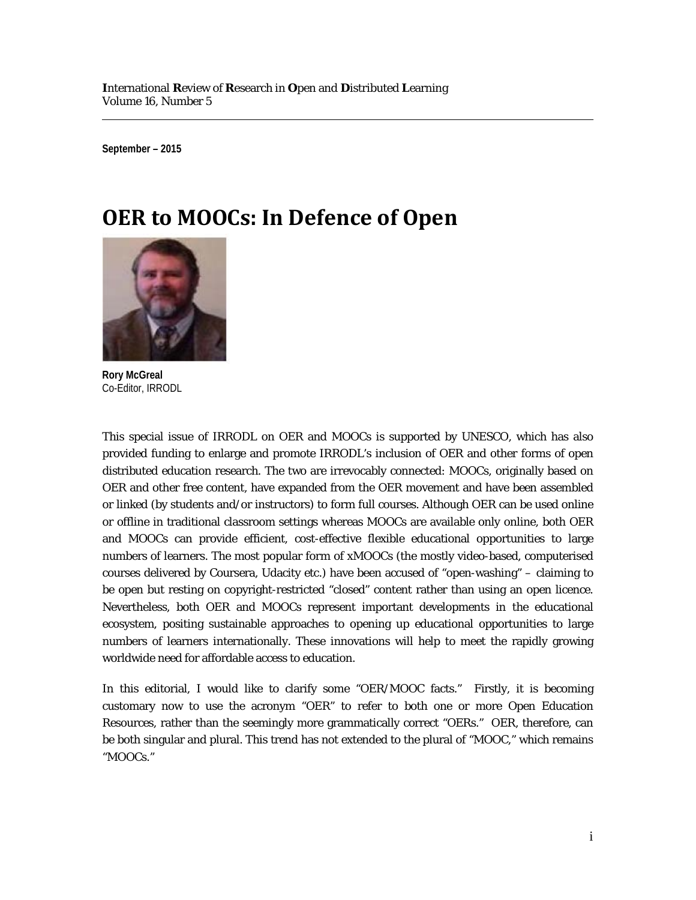International Review of Research in Open and Distributed Learning
Volume 16, Number 5

**September – 2015**

# OER to MOOCs: In Defence of Open

**Rory McGreal**
Co-Editor, IRRODL

This special issue of IRRODL on OER and MOOCs is supported by UNESCO, which has also provided funding to enlarge and promote IRRODL's inclusion of OER and other forms of open distributed education research. The two are irrevocably connected: MOOCs, originally based on OER and other free content, have expanded from the OER movement and have been assembled or linked (by students and/or instructors) to form full courses. Although OER can be used online or offline in traditional classroom settings whereas MOOCs are available only online, both OER and MOOCs can provide efficient, cost-effective flexible educational opportunities to large numbers of learners. The most popular form of xMOOCs (the mostly video-based, computerised courses delivered by Coursera, Udacity etc.) have been accused of "open-washing" – claiming to be open but resting on copyright-restricted "closed" content rather than using an open licence. Nevertheless, both OER and MOOCs represent important developments in the educational ecosystem, positing sustainable approaches to opening up educational opportunities to large numbers of learners internationally. These innovations will help to meet the rapidly growing worldwide need for affordable access to education.

In this editorial, I would like to clarify some "OER/MOOC facts." Firstly, it is becoming customary now to use the acronym "OER" to refer to both one or more Open Education Resources, rather than the seemingly more grammatically correct "OERs." OER, therefore, can be both singular and plural. This trend has not extended to the plural of "MOOC," which remains "MOOCs."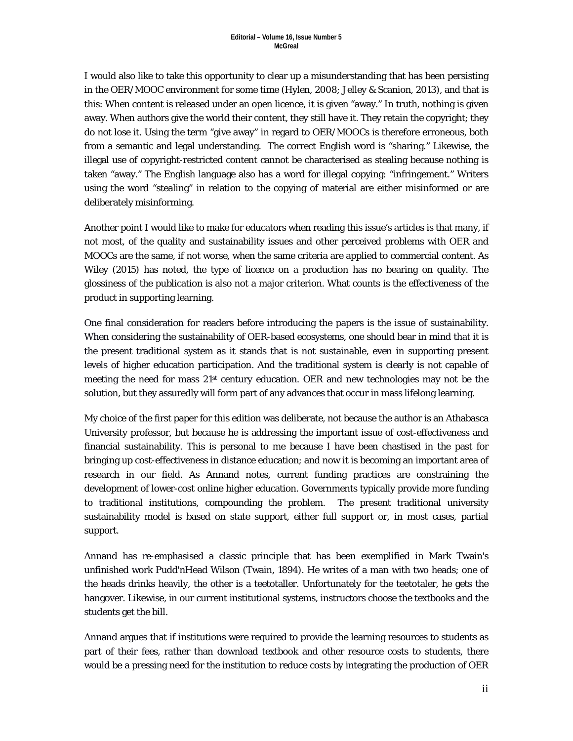I would also like to take this opportunity to clear up a misunderstanding that has been persisting in the OER/MOOC environment for some time (Hylen, 2008; Jelley & Scanion, 2013), and that is this: When content is released under an open licence, it is given "away." In truth, nothing is given away. When authors give the world their content, they still have it. They retain the copyright; they do not lose it. Using the term "give away" in regard to OER/MOOCs is therefore erroneous, both from a semantic and legal understanding. The correct English word is "sharing." Likewise, the illegal use of copyright-restricted content cannot be characterised as stealing because nothing is taken "away." The English language also has a word for illegal copying: "infringement." Writers using the word "stealing" in relation to the copying of material are either misinformed or are deliberately misinforming.

Another point I would like to make for educators when reading this issue's articles is that many, if not most, of the quality and sustainability issues and other perceived problems with OER and MOOCs are the same, if not worse, when the same criteria are applied to commercial content. As Wiley (2015) has noted, the type of licence on a production has no bearing on quality. The glossiness of the publication is also not a major criterion. What counts is the effectiveness of the product in supporting learning.

One final consideration for readers before introducing the papers is the issue of sustainability. When considering the sustainability of OER-based ecosystems, one should bear in mind that it is the present traditional system as it stands that is not sustainable, even in supporting present levels of higher education participation. And the traditional system is clearly is not capable of meeting the need for mass 21st century education. OER and new technologies may not be the solution, but they assuredly will form part of any advances that occur in mass lifelong learning.

My choice of the first paper for this edition was deliberate, not because the author is an Athabasca University professor, but because he is addressing the important issue of cost-effectiveness and financial sustainability. This is personal to me because I have been chastised in the past for bringing up cost-effectiveness in distance education; and now it is becoming an important area of research in our field. As Annand notes, current funding practices are constraining the development of lower-cost online higher education. Governments typically provide more funding to traditional institutions, compounding the problem. The present traditional university sustainability model is based on state support, either full support or, in most cases, partial support.

Annand has re-emphasised a classic principle that has been exemplified in Mark Twain's unfinished work Pudd'nHead Wilson (Twain, 1894). He writes of a man with two heads; one of the heads drinks heavily, the other is a teetotaller. Unfortunately for the teetotaler, he gets the hangover. Likewise, in our current institutional systems, instructors choose the textbooks and the students get the bill.

Annand argues that if institutions were required to provide the learning resources to students as part of their fees, rather than download textbook and other resource costs to students, there would be a pressing need for the institution to reduce costs by integrating the production of OER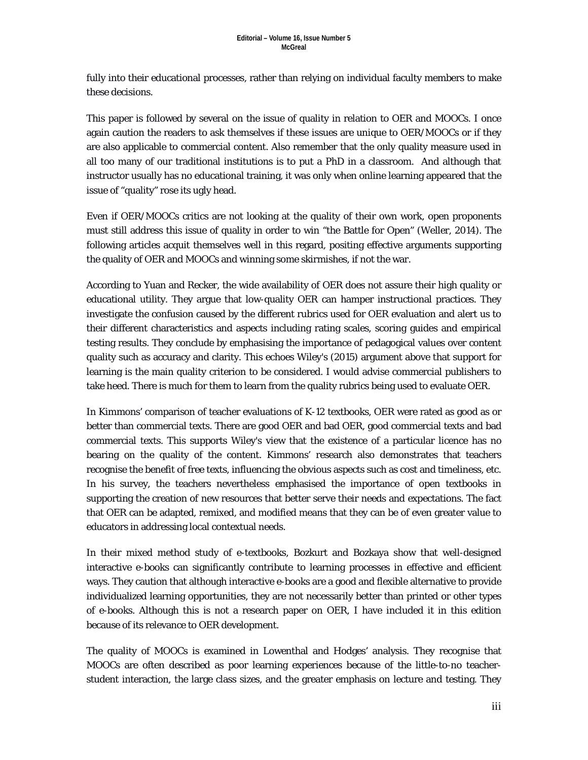fully into their educational processes, rather than relying on individual faculty members to make these decisions.

This paper is followed by several on the issue of quality in relation to OER and MOOCs. I once again caution the readers to ask themselves if these issues are unique to OER/MOOCs or if they are also applicable to commercial content. Also remember that the only quality measure used in all too many of our traditional institutions is to put a PhD in a classroom. And although that instructor usually has no educational training, it was only when online learning appeared that the issue of "quality" rose its ugly head.

Even if OER/MOOCs critics are not looking at the quality of their own work, open proponents must still address this issue of quality in order to win "the Battle for Open" (Weller, 2014). The following articles acquit themselves well in this regard, positing effective arguments supporting the quality of OER and MOOCs and winning some skirmishes, if not the war.

According to Yuan and Recker, the wide availability of OER does not assure their high quality or educational utility. They argue that low-quality OER can hamper instructional practices. They investigate the confusion caused by the different rubrics used for OER evaluation and alert us to their different characteristics and aspects including rating scales, scoring guides and empirical testing results. They conclude by emphasising the importance of pedagogical values over content quality such as accuracy and clarity. This echoes Wiley's (2015) argument above that support for learning is the main quality criterion to be considered. I would advise commercial publishers to take heed. There is much for them to learn from the quality rubrics being used to evaluate OER.

In Kimmons' comparison of teacher evaluations of K-12 textbooks, OER were rated as good as or better than commercial texts. There are good OER and bad OER, good commercial texts and bad commercial texts. This supports Wiley's view that the existence of a particular licence has no bearing on the quality of the content. Kimmons' research also demonstrates that teachers recognise the benefit of free texts, influencing the obvious aspects such as cost and timeliness, etc. In his survey, the teachers nevertheless emphasised the importance of open textbooks in supporting the creation of new resources that better serve their needs and expectations. The fact that OER can be adapted, remixed, and modified means that they can be of even greater value to educators in addressing local contextual needs.

In their mixed method study of e-textbooks, Bozkurt and Bozkaya show that well-designed interactive e-books can significantly contribute to learning processes in effective and efficient ways. They caution that although interactive e-books are a good and flexible alternative to provide individualized learning opportunities, they are not necessarily better than printed or other types of e-books. Although this is not a research paper on OER, I have included it in this edition because of its relevance to OER development.

The quality of MOOCs is examined in Lowenthal and Hodges' analysis. They recognise that MOOCs are often described as poor learning experiences because of the little-to-no teacher-student interaction, the large class sizes, and the greater emphasis on lecture and testing. They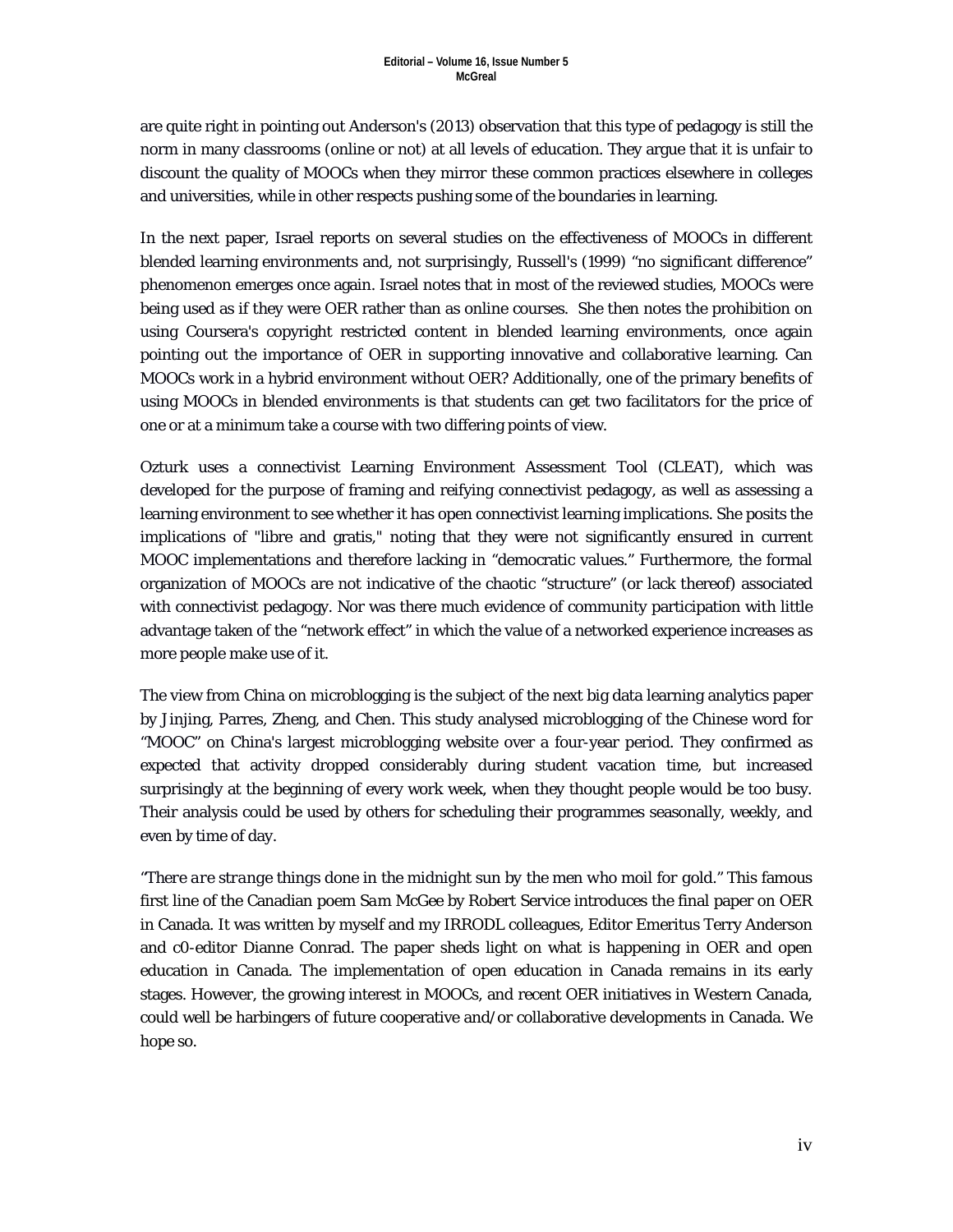are quite right in pointing out Anderson's (2013) observation that this type of pedagogy is still the norm in many classrooms (online or not) at all levels of education. They argue that it is unfair to discount the quality of MOOCs when they mirror these common practices elsewhere in colleges and universities, while in other respects pushing some of the boundaries in learning.

In the next paper, Israel reports on several studies on the effectiveness of MOOCs in different blended learning environments and, not surprisingly, Russell's (1999) "no significant difference" phenomenon emerges once again. Israel notes that in most of the reviewed studies, MOOCs were being used as if they were OER rather than as online courses. She then notes the prohibition on using Coursera's copyright restricted content in blended learning environments, once again pointing out the importance of OER in supporting innovative and collaborative learning. Can MOOCs work in a hybrid environment without OER? Additionally, one of the primary benefits of using MOOCs in blended environments is that students can get two facilitators for the price of one or at a minimum take a course with two differing points of view.

Ozturk uses a connectivist Learning Environment Assessment Tool (CLEAT), which was developed for the purpose of framing and reifying connectivist pedagogy, as well as assessing a learning environment to see whether it has open connectivist learning implications. She posits the implications of "libre and gratis," noting that they were not significantly ensured in current MOOC implementations and therefore lacking in "democratic values." Furthermore, the formal organization of MOOCs are not indicative of the chaotic "structure" (or lack thereof) associated with connectivist pedagogy. Nor was there much evidence of community participation with little advantage taken of the "network effect" in which the value of a networked experience increases as more people make use of it.

The view from China on microblogging is the subject of the next big data learning analytics paper by Jinjing, Parres, Zheng, and Chen. This study analysed microblogging of the Chinese word for "MOOC" on China's largest microblogging website over a four-year period. They confirmed as expected that activity dropped considerably during student vacation time, but increased surprisingly at the beginning of every work week, when they thought people would be too busy. Their analysis could be used by others for scheduling their programmes seasonally, weekly, and even by time of day.

"*There are strange things done in the midnight sun by the men who moil for gold.*" This famous first line of the Canadian poem *Sam McGee* by Robert Service introduces the final paper on OER in Canada. It was written by myself and my IRRODL colleagues, Editor Emeritus Terry Anderson and c0-editor Dianne Conrad. The paper sheds light on what is happening in OER and open education in Canada. The implementation of open education in Canada remains in its early stages. However, the growing interest in MOOCs, and recent OER initiatives in Western Canada, could well be harbingers of future cooperative and/or collaborative developments in Canada. We hope so.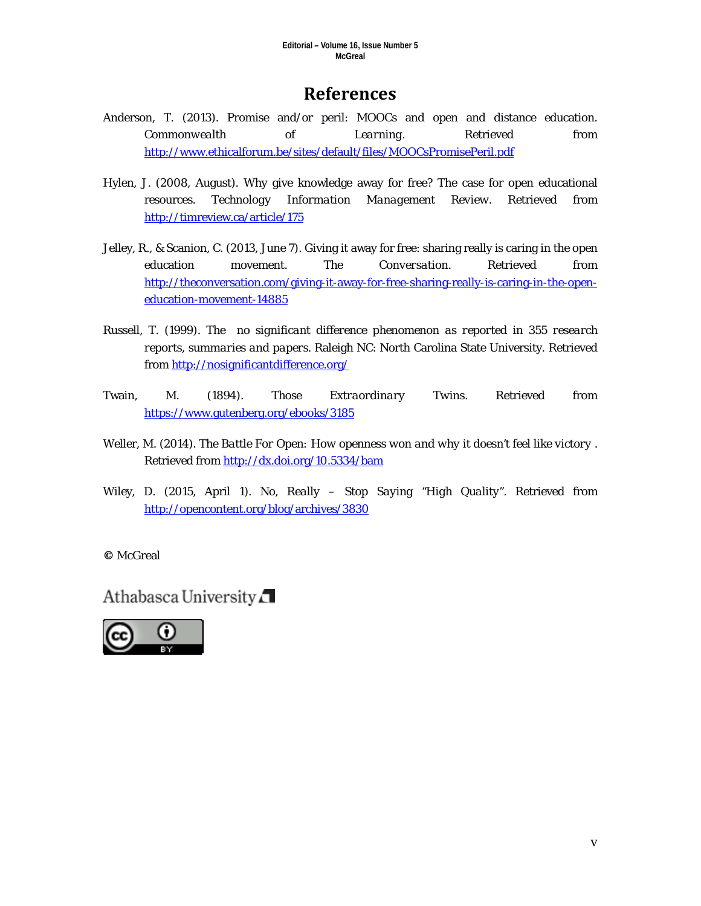# References

Anderson, T. (2013). Promise and/or peril: MOOCs and open and distance education. *Commonwealth of Learning*. Retrieved from http://www.ethicalforum.be/sites/default/files/MOOCsPromisePeril.pdf

Hylen, J. (2008, August). Why give knowledge away for free? The case for open educational resources. *Technology Information Management Review*. Retrieved from http://timreview.ca/article/175

Jelley, R., & Scanion, C. (2013, June 7). Giving it away for free: sharing really is caring in the open education movement. *The Conversation*. Retrieved from http://theconversation.com/giving-it-away-for-free-sharing-really-is-caring-in-the-open-education-movement-14885

Russell, T. (1999). *The no significant difference phenomenon as reported in 355 research reports, summaries and papers*. Raleigh NC: North Carolina State University. Retrieved from http://nosignificantdifference.org/

Twain, M. (1894). *Those Extraordinary Twins*. Retrieved from https://www.gutenberg.org/ebooks/3185

Weller, M. (2014). *The Battle For Open: How openness won and why it doesn't feel like victory* . Retrieved from http://dx.doi.org/10.5334/bam

Wiley, D. (2015, April 1). No, Really – Stop Saying "High Quality". Retrieved from http://opencontent.org/blog/archives/3830

© McGreal

Athabasca University